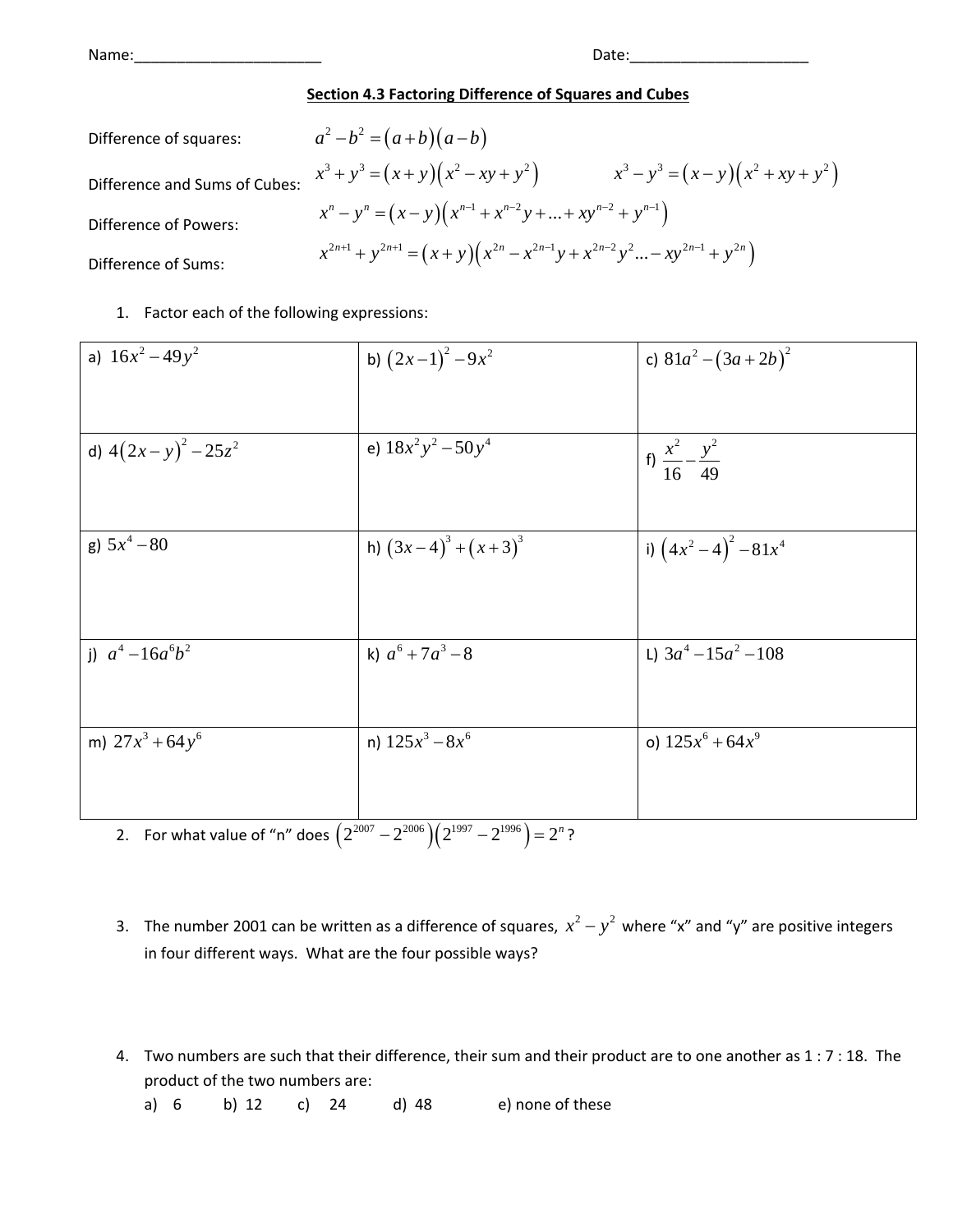Name:_______________________ Date:_____________________

## Section 4.3 Factoring Difference of Squares and Cubes

Difference of squares: $a^2 - b^2 = (a+b)(a-b)$

Difference and Sums of Cubes: $x^3 + y^3 = (x+y)(x^2 - xy + y^2)$ $\quad x^3 - y^3 = (x-y)(x^2 + xy + y^2)$

Difference of Powers: $x^n - y^n = (x-y)(x^{n-1} + x^{n-2}y + ... + xy^{n-2} + y^{n-1})$

Difference of Sums: $x^{2n+1} + y^{2n+1} = (x+y)(x^{2n} - x^{2n-1}y + x^{2n-2}y^2 ... - xy^{2n-1} + y^{2n})$

1. Factor each of the following expressions:

| | | |
|---|---|---|
| a) $16x^2 - 49y^2$ | b) $(2x-1)^2 - 9x^2$ | c) $81a^2 - (3a+2b)^2$ |
| d) $4(2x-y)^2 - 25z^2$ | e) $18x^2y^2 - 50y^4$ | f) $\frac{x^2}{16} - \frac{y^2}{49}$ |
| g) $5x^4 - 80$ | h) $(3x-4)^3 + (x+3)^3$ | i) $(4x^2-4)^2 - 81x^4$ |
| j) $a^4 - 16a^6b^2$ | k) $a^6 + 7a^3 - 8$ | L) $3a^4 - 15a^2 - 108$ |
| m) $27x^3 + 64y^6$ | n) $125x^3 - 8x^6$ | o) $125x^6 + 64x^9$ |

2. For what value of "n" does $(2^{2007} - 2^{2006})(2^{1997} - 2^{1996}) = 2^n$?

3. The number 2001 can be written as a difference of squares, $x^2 - y^2$ where "x" and "y" are positive integers in four different ways. What are the four possible ways?

4. Two numbers are such that their difference, their sum and their product are to one another as 1 : 7 : 18. The product of the two numbers are:
   a) 6 b) 12 c) 24 d) 48 e) none of these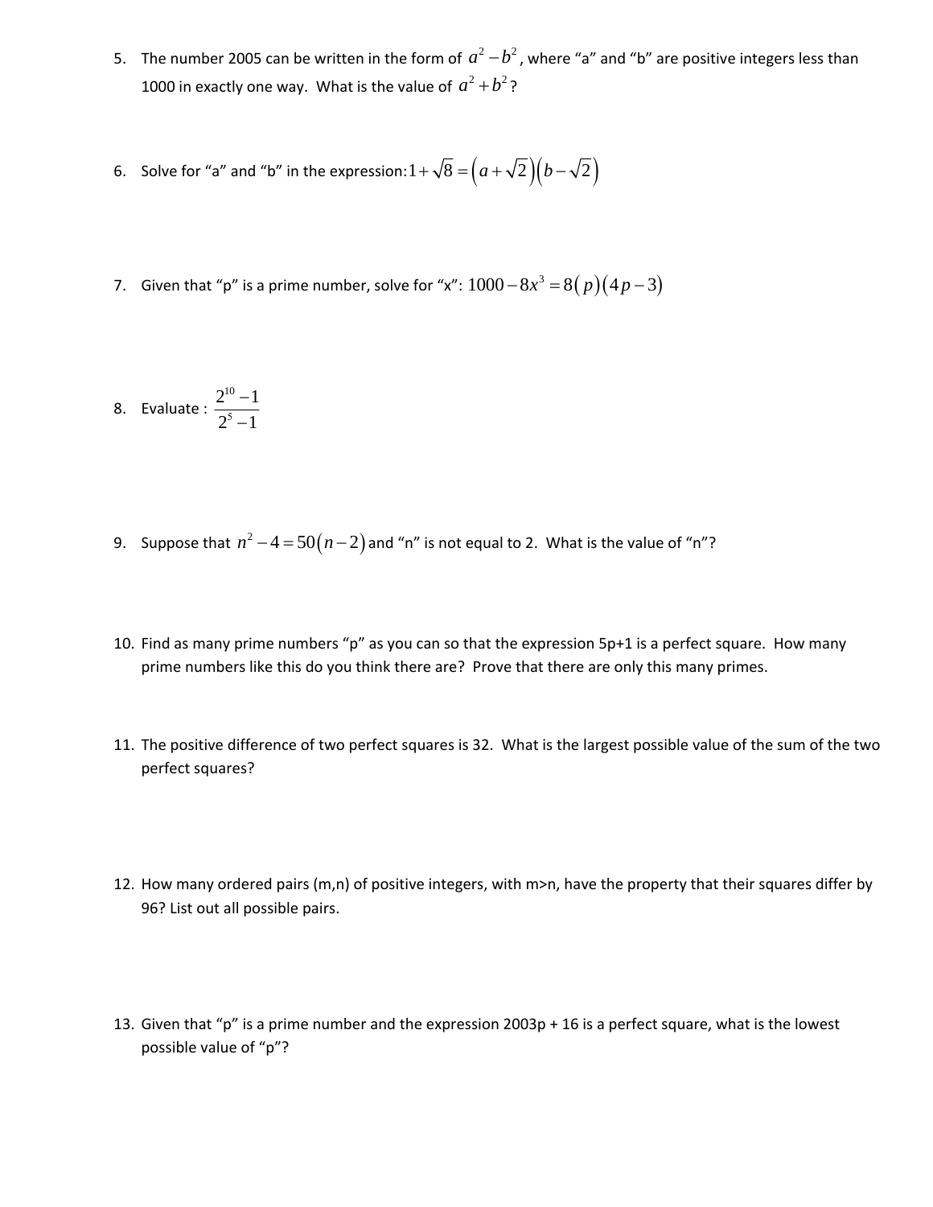5. The number 2005 can be written in the form of $a^2 - b^2$, where "a" and "b" are positive integers less than 1000 in exactly one way. What is the value of $a^2 + b^2$?

6. Solve for "a" and "b" in the expression: $1+\sqrt{8} = \left(a+\sqrt{2}\right)\left(b-\sqrt{2}\right)$

7. Given that "p" is a prime number, solve for "x": $1000 - 8x^3 = 8(p)(4p-3)$

8. Evaluate : $\dfrac{2^{10}-1}{2^5-1}$

9. Suppose that $n^2 - 4 = 50(n-2)$ and "n" is not equal to 2. What is the value of "n"?

10. Find as many prime numbers "p" as you can so that the expression 5p+1 is a perfect square. How many prime numbers like this do you think there are? Prove that there are only this many primes.

11. The positive difference of two perfect squares is 32. What is the largest possible value of the sum of the two perfect squares?

12. How many ordered pairs (m,n) of positive integers, with m>n, have the property that their squares differ by 96? List out all possible pairs.

13. Given that "p" is a prime number and the expression 2003p + 16 is a perfect square, what is the lowest possible value of "p"?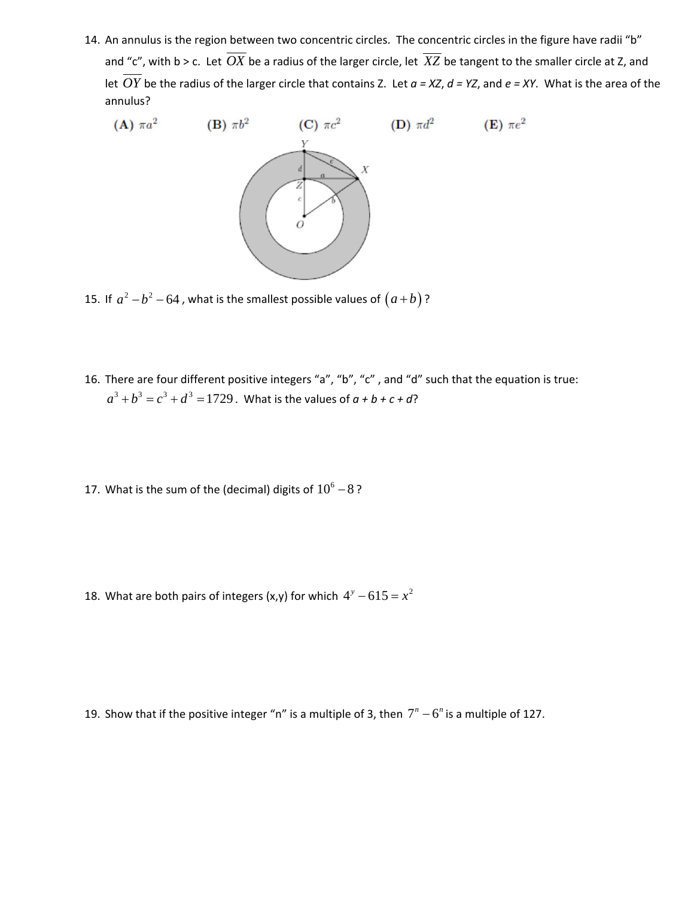14. An annulus is the region between two concentric circles. The concentric circles in the figure have radii "b" and "c", with b > c. Let $\overline{OX}$ be a radius of the larger circle, let $\overline{XZ}$ be tangent to the smaller circle at Z, and let $\overline{OY}$ be the radius of the larger circle that contains Z. Let $a = XZ$, $d = YZ$, and $e = XY$. What is the area of the annulus?

**(A)** $\pi a^2$ **(B)** $\pi b^2$ **(C)** $\pi c^2$ **(D)** $\pi d^2$ **(E)** $\pi e^2$

15. If $a^2 - b^2 - 64$, what is the smallest possible values of $(a+b)$?

16. There are four different positive integers "a", "b", "c", and "d" such that the equation is true: $a^3 + b^3 = c^3 + d^3 = 1729$. What is the values of $a + b + c + d$?

17. What is the sum of the (decimal) digits of $10^6 - 8$?

18. What are both pairs of integers (x,y) for which $4^y - 615 = x^2$

19. Show that if the positive integer "n" is a multiple of 3, then $7^n - 6^n$ is a multiple of 127.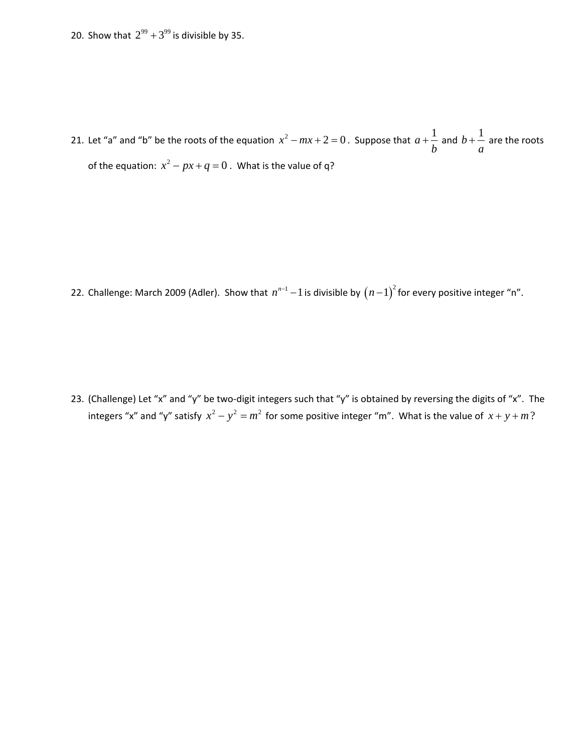20. Show that $2^{99} + 3^{99}$ is divisible by 35.

21. Let "a" and "b" be the roots of the equation $x^2 - mx + 2 = 0$. Suppose that $a + \frac{1}{b}$ and $b + \frac{1}{a}$ are the roots of the equation: $x^2 - px + q = 0$. What is the value of q?

22. Challenge: March 2009 (Adler). Show that $n^{n-1} - 1$ is divisible by $(n-1)^2$ for every positive integer "n".

23. (Challenge) Let "x" and "y" be two-digit integers such that "y" is obtained by reversing the digits of "x". The integers "x" and "y" satisfy $x^2 - y^2 = m^2$ for some positive integer "m". What is the value of $x + y + m$?